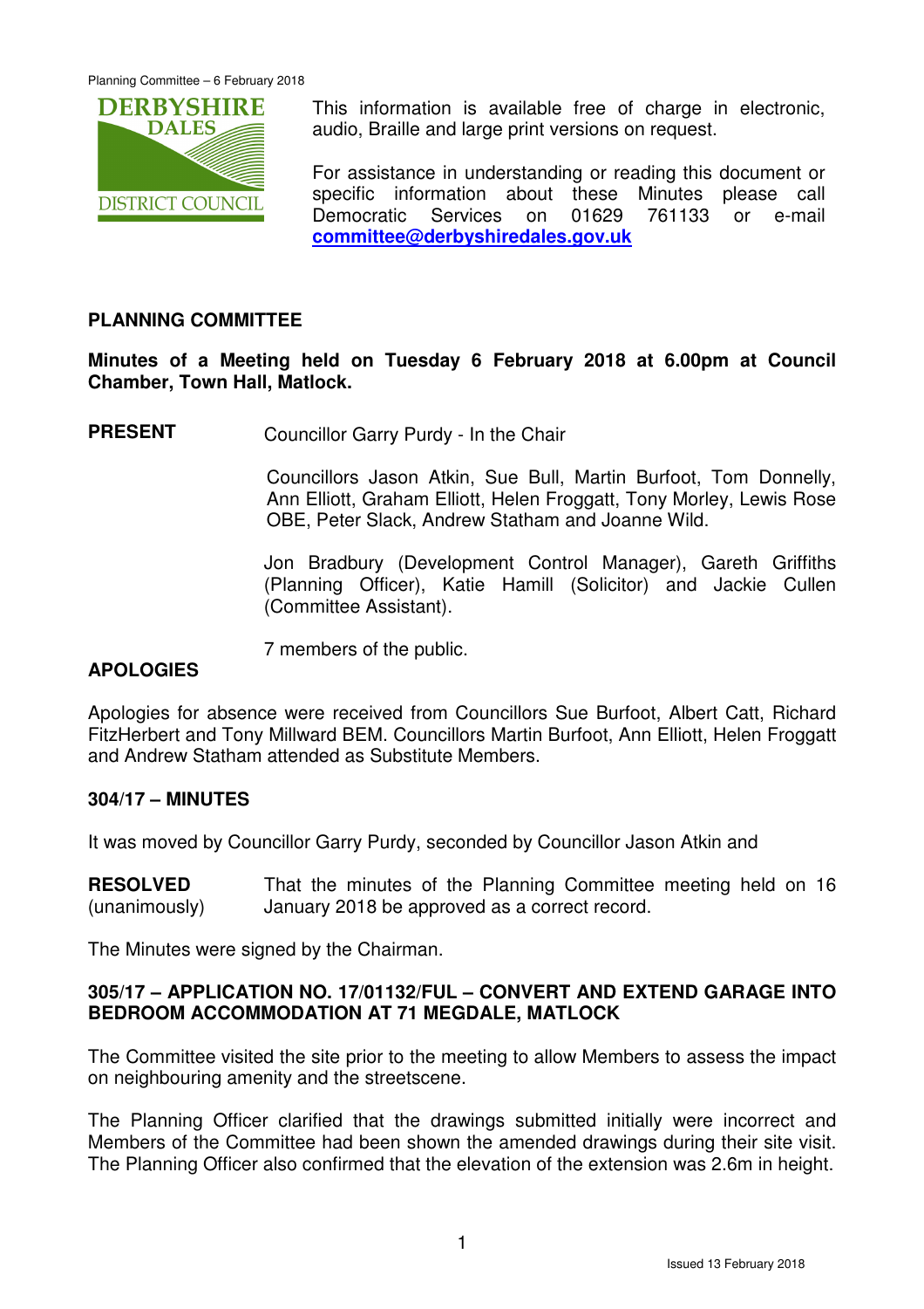This information is available free of charge in electronic, audio, Braille and large print versions on request.

For assistance in understanding or reading this document or specific information about these Minutes please call Democratic Services on 01629 761133 or e-mail **committee@derbyshiredales.gov.uk**

## PLANNING COMMITTEE

**Minutes of a Meeting held on Tuesday 6 February 2018 at 6.00pm at Council Chamber, Town Hall, Matlock.**

**PRESENT** Councillor Garry Purdy - In the Chair

Councillors Jason Atkin, Sue Bull, Martin Burfoot, Tom Donnelly, Ann Elliott, Graham Elliott, Helen Froggatt, Tony Morley, Lewis Rose OBE, Peter Slack, Andrew Statham and Joanne Wild.

Jon Bradbury (Development Control Manager), Gareth Griffiths (Planning Officer), Katie Hamill (Solicitor) and Jackie Cullen (Committee Assistant).

7 members of the public.

**APOLOGIES**

Apologies for absence were received from Councillors Sue Burfoot, Albert Catt, Richard FitzHerbert and Tony Millward BEM. Councillors Martin Burfoot, Ann Elliott, Helen Froggatt and Andrew Statham attended as Substitute Members.

### 304/17 – MINUTES

It was moved by Councillor Garry Purdy, seconded by Councillor Jason Atkin and

**RESOLVED** (unanimously) That the minutes of the Planning Committee meeting held on 16 January 2018 be approved as a correct record.

The Minutes were signed by the Chairman.

### 305/17 – APPLICATION NO. 17/01132/FUL – CONVERT AND EXTEND GARAGE INTO BEDROOM ACCOMMODATION AT 71 MEGDALE, MATLOCK

The Committee visited the site prior to the meeting to allow Members to assess the impact on neighbouring amenity and the streetscene.

The Planning Officer clarified that the drawings submitted initially were incorrect and Members of the Committee had been shown the amended drawings during their site visit. The Planning Officer also confirmed that the elevation of the extension was 2.6m in height.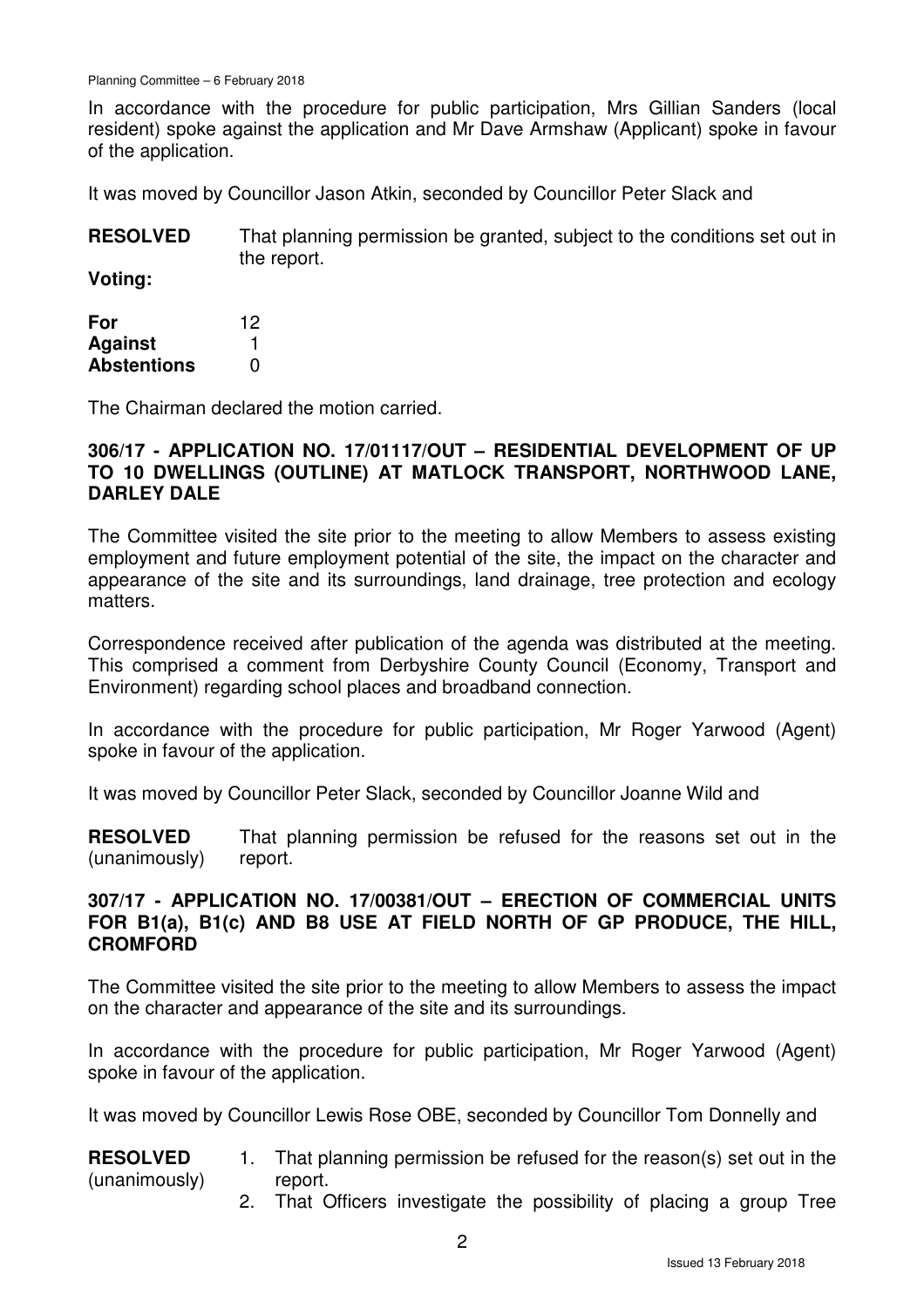In accordance with the procedure for public participation, Mrs Gillian Sanders (local resident) spoke against the application and Mr Dave Armshaw (Applicant) spoke in favour of the application.

It was moved by Councillor Jason Atkin, seconded by Councillor Peter Slack and

**RESOLVED** That planning permission be granted, subject to the conditions set out in the report.

**Voting:**

| | |
|---|---|
| **For** | 12 |
| **Against** | 1 |
| **Abstentions** | 0 |

The Chairman declared the motion carried.

**306/17 - APPLICATION NO. 17/01117/OUT – RESIDENTIAL DEVELOPMENT OF UP TO 10 DWELLINGS (OUTLINE) AT MATLOCK TRANSPORT, NORTHWOOD LANE, DARLEY DALE**

The Committee visited the site prior to the meeting to allow Members to assess existing employment and future employment potential of the site, the impact on the character and appearance of the site and its surroundings, land drainage, tree protection and ecology matters.

Correspondence received after publication of the agenda was distributed at the meeting. This comprised a comment from Derbyshire County Council (Economy, Transport and Environment) regarding school places and broadband connection.

In accordance with the procedure for public participation, Mr Roger Yarwood (Agent) spoke in favour of the application.

It was moved by Councillor Peter Slack, seconded by Councillor Joanne Wild and

**RESOLVED** (unanimously) That planning permission be refused for the reasons set out in the report.

**307/17 - APPLICATION NO. 17/00381/OUT – ERECTION OF COMMERCIAL UNITS FOR B1(a), B1(c) AND B8 USE AT FIELD NORTH OF GP PRODUCE, THE HILL, CROMFORD**

The Committee visited the site prior to the meeting to allow Members to assess the impact on the character and appearance of the site and its surroundings.

In accordance with the procedure for public participation, Mr Roger Yarwood (Agent) spoke in favour of the application.

It was moved by Councillor Lewis Rose OBE, seconded by Councillor Tom Donnelly and

**RESOLVED** (unanimously)

1. That planning permission be refused for the reason(s) set out in the report.
2. That Officers investigate the possibility of placing a group Tree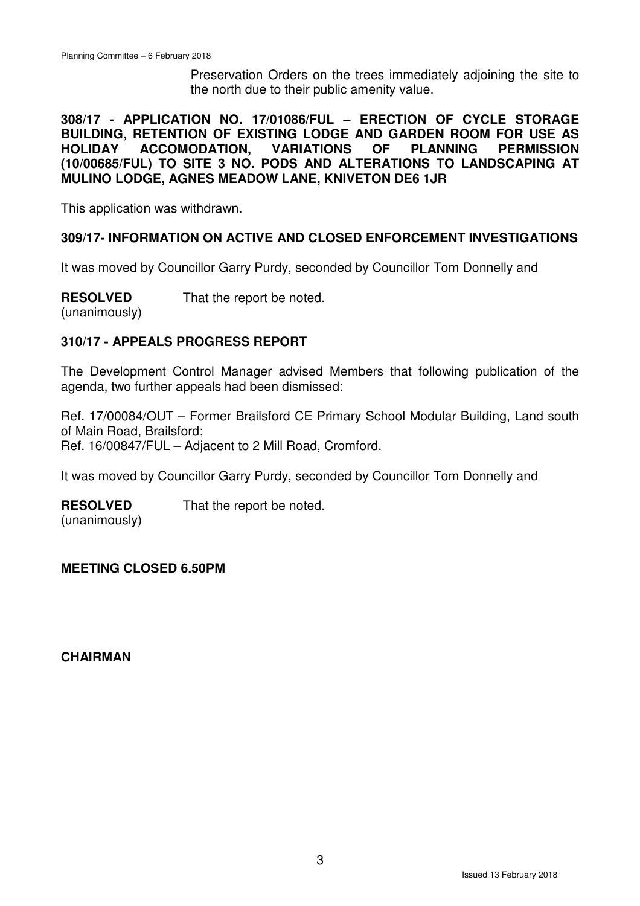Preservation Orders on the trees immediately adjoining the site to the north due to their public amenity value.

**308/17 - APPLICATION NO. 17/01086/FUL – ERECTION OF CYCLE STORAGE BUILDING, RETENTION OF EXISTING LODGE AND GARDEN ROOM FOR USE AS HOLIDAY ACCOMODATION, VARIATIONS OF PLANNING PERMISSION (10/00685/FUL) TO SITE 3 NO. PODS AND ALTERATIONS TO LANDSCAPING AT MULINO LODGE, AGNES MEADOW LANE, KNIVETON DE6 1JR**

This application was withdrawn.

**309/17- INFORMATION ON ACTIVE AND CLOSED ENFORCEMENT INVESTIGATIONS**

It was moved by Councillor Garry Purdy, seconded by Councillor Tom Donnelly and

**RESOLVED** (unanimously) That the report be noted.

**310/17 - APPEALS PROGRESS REPORT**

The Development Control Manager advised Members that following publication of the agenda, two further appeals had been dismissed:

Ref. 17/00084/OUT – Former Brailsford CE Primary School Modular Building, Land south of Main Road, Brailsford;
Ref. 16/00847/FUL – Adjacent to 2 Mill Road, Cromford.

It was moved by Councillor Garry Purdy, seconded by Councillor Tom Donnelly and

**RESOLVED** (unanimously) That the report be noted.

**MEETING CLOSED 6.50PM**

**CHAIRMAN**

Issued 13 February 2018